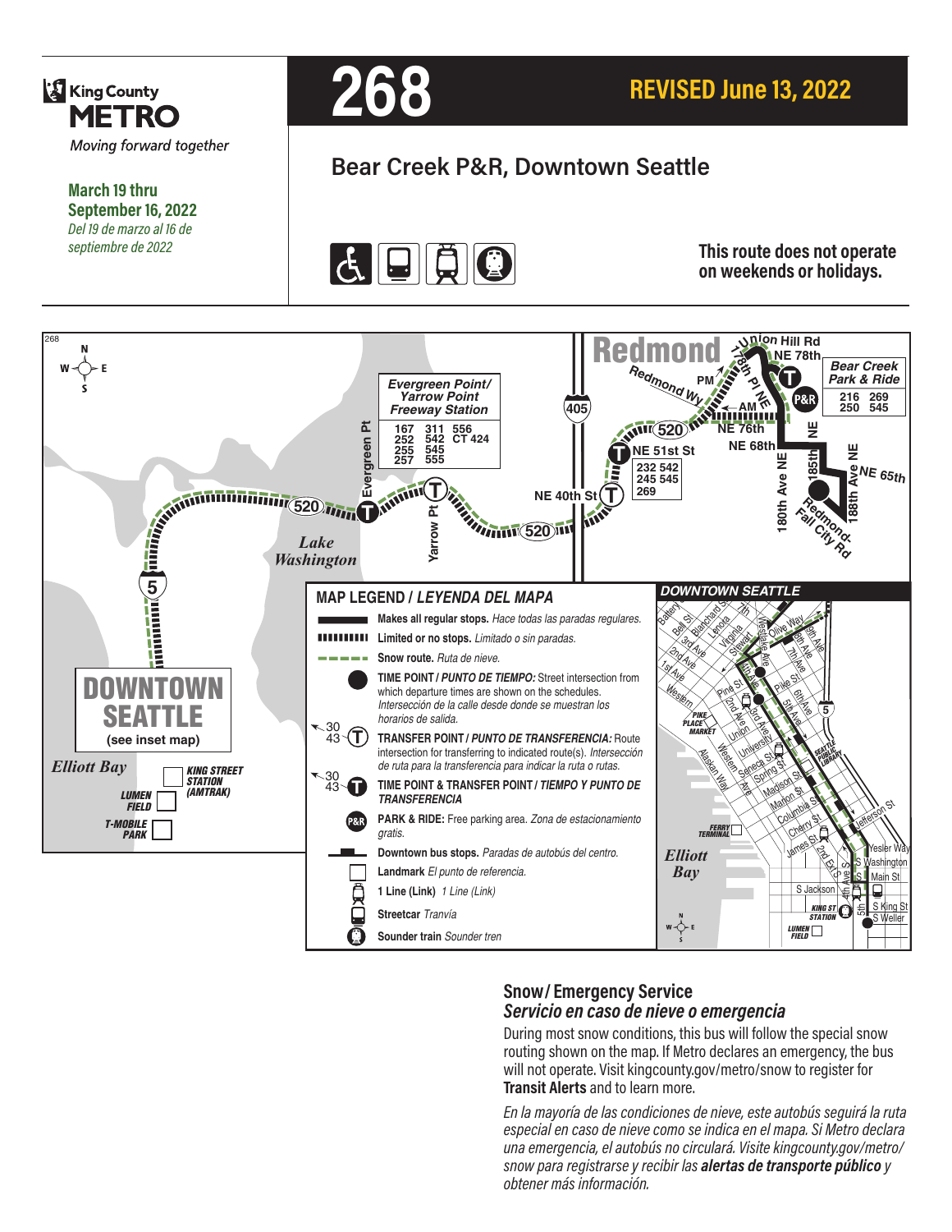# 268

**REVISED June 13, 2022**

King County METRO — *Moving forward together*

**March 19 thru September 16, 2022**
*Del 19 de marzo al 16 de septiembre de 2022*

## Bear Creek P&R, Downtown Seattle

**This route does not operate on weekends or holidays.**

### MAP LEGEND / *LEYENDA DEL MAPA*

- **Makes all regular stops.** *Hace todas las paradas regulares.*
- **Limited or no stops.** *Limitado o sin paradas.*
- **Snow route.** *Ruta de nieve.*
- **TIME POINT /** ***PUNTO DE TIEMPO:*** Street intersection from which departure times are shown on the schedules. *Intersección de la calle desde donde se muestran los horarios de salida.*
- **TRANSFER POINT /** ***PUNTO DE TRANSFERENCIA:*** Route intersection for transferring to indicated route(s). *Intersección de ruta para la transferencia para indicar la ruta o rutas.*
- **TIME POINT & TRANSFER POINT /** ***TIEMPO Y PUNTO DE TRANSFERENCIA***
- **PARK & RIDE:** Free parking area. *Zona de estacionamiento gratis.*
- **Downtown bus stops.** *Paradas de autobús del centro.*
- **Landmark** *El punto de referencia.*
- **1 Line (Link)** *1 Line (Link)*
- **Streetcar** *Tranvía*
- **Sounder train** *Sounder tren*

## Snow / Emergency Service
## *Servicio en caso de nieve o emergencia*

During most snow conditions, this bus will follow the special snow routing shown on the map. If Metro declares an emergency, the bus will not operate. Visit kingcounty.gov/metro/snow to register for **Transit Alerts** and to learn more.

*En la mayoría de las condiciones de nieve, este autobús seguirá la ruta especial en caso de nieve como se indica en el mapa. Si Metro declara una emergencia, el autobús no circulará. Visite kingcounty.gov/metro/snow para registrarse y recibir las* ***alertas de transporte público*** *y obtener más información.*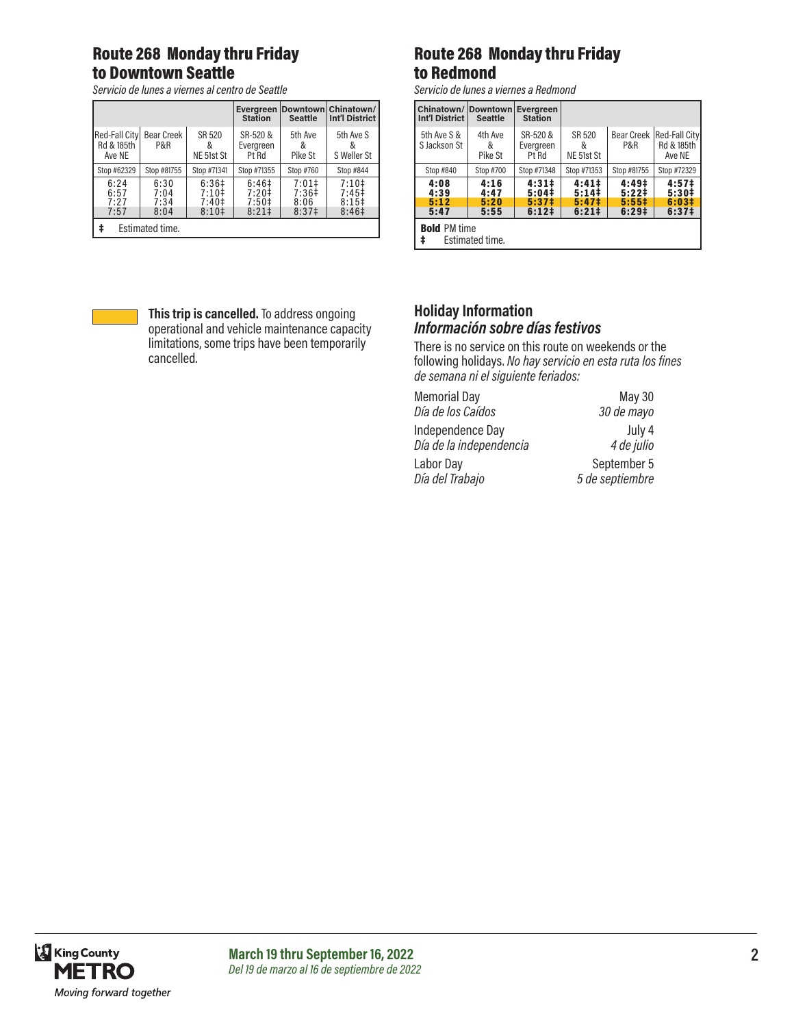## Route 268 Monday thru Friday to Downtown Seattle

*Servicio de lunes a viernes al centro de Seattle*

| | | | Evergreen Station | Downtown Seattle | Chinatown/ Int'l District |
|---|---|---|---|---|---|
| Red-Fall City Rd & 185th Ave NE | Bear Creek P&R | SR 520 & NE 51st St | SR-520 & Evergreen Pt Rd | 5th Ave & Pike St | 5th Ave S & S Weller St |
| Stop #62329 | Stop #81755 | Stop #71341 | Stop #71355 | Stop #760 | Stop #844 |
| 6:24 | 6:30 | 6:36‡ | 6:46‡ | 7:01‡ | 7:10‡ |
| 6:57 | 7:04 | 7:10‡ | 7:20‡ | 7:36‡ | 7:45‡ |
| 7:27 | 7:34 | 7:40‡ | 7:50‡ | 8:06 | 8:15‡ |
| 7:57 | 8:04 | 8:10‡ | 8:21‡ | 8:37‡ | 8:46‡ |

‡ Estimated time.

## Route 268 Monday thru Friday to Redmond

*Servicio de lunes a viernes a Redmond*

| Chinatown/ Int'l District | Downtown Seattle | Evergreen Station | | | |
|---|---|---|---|---|---|
| 5th Ave S & S Jackson St | 4th Ave & Pike St | SR-520 & Evergreen Pt Rd | SR 520 & NE 51st St | Bear Creek P&R | Red-Fall City Rd & 185th Ave NE |
| Stop #840 | Stop #700 | Stop #71348 | Stop #71353 | Stop #81755 | Stop #72329 |
| **4:08** | **4:16** | **4:31‡** | **4:41‡** | **4:49‡** | **4:57‡** |
| **4:39** | **4:47** | **5:04‡** | **5:14‡** | **5:22‡** | **5:30‡** |
| **5:12** | **5:20** | **5:37‡** | **5:47‡** | **5:55‡** | **6:03‡** |
| **5:47** | **5:55** | **6:12‡** | **6:21‡** | **6:29‡** | **6:37‡** |

**Bold** PM time

‡ Estimated time.

**This trip is cancelled.** To address ongoing operational and vehicle maintenance capacity limitations, some trips have been temporarily cancelled.

## Holiday Information
## *Información sobre días festivos*

There is no service on this route on weekends or the following holidays. *No hay servicio en esta ruta los fines de semana ni el siguiente feriados:*

| | |
|---|---|
| Memorial Day *Día de los Caídos* | May 30 *30 de mayo* |
| Independence Day *Día de la independencia* | July 4 *4 de julio* |
| Labor Day *Día del Trabajo* | September 5 *5 de septiembre* |

King County METRO *Moving forward together*

**March 19 thru September 16, 2022**
*Del 19 de marzo al 16 de septiembre de 2022*